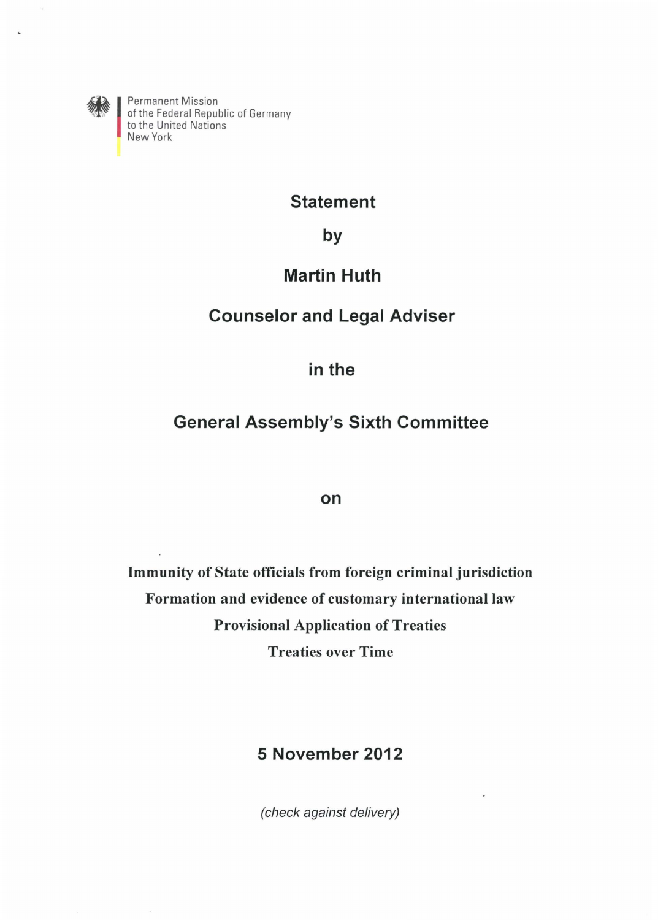Permanent Mission
of the Federal Republic of Germany
to the United Nations
New York

# Statement

**by**

**Martin Huth**

**Counselor and Legal Adviser**

**in the**

**General Assembly's Sixth Committee**

**on**

**Immunity of State officials from foreign criminal jurisdiction**

**Formation and evidence of customary international law**

**Provisional Application of Treaties**

**Treaties over Time**

**5 November 2012**

*(check against delivery)*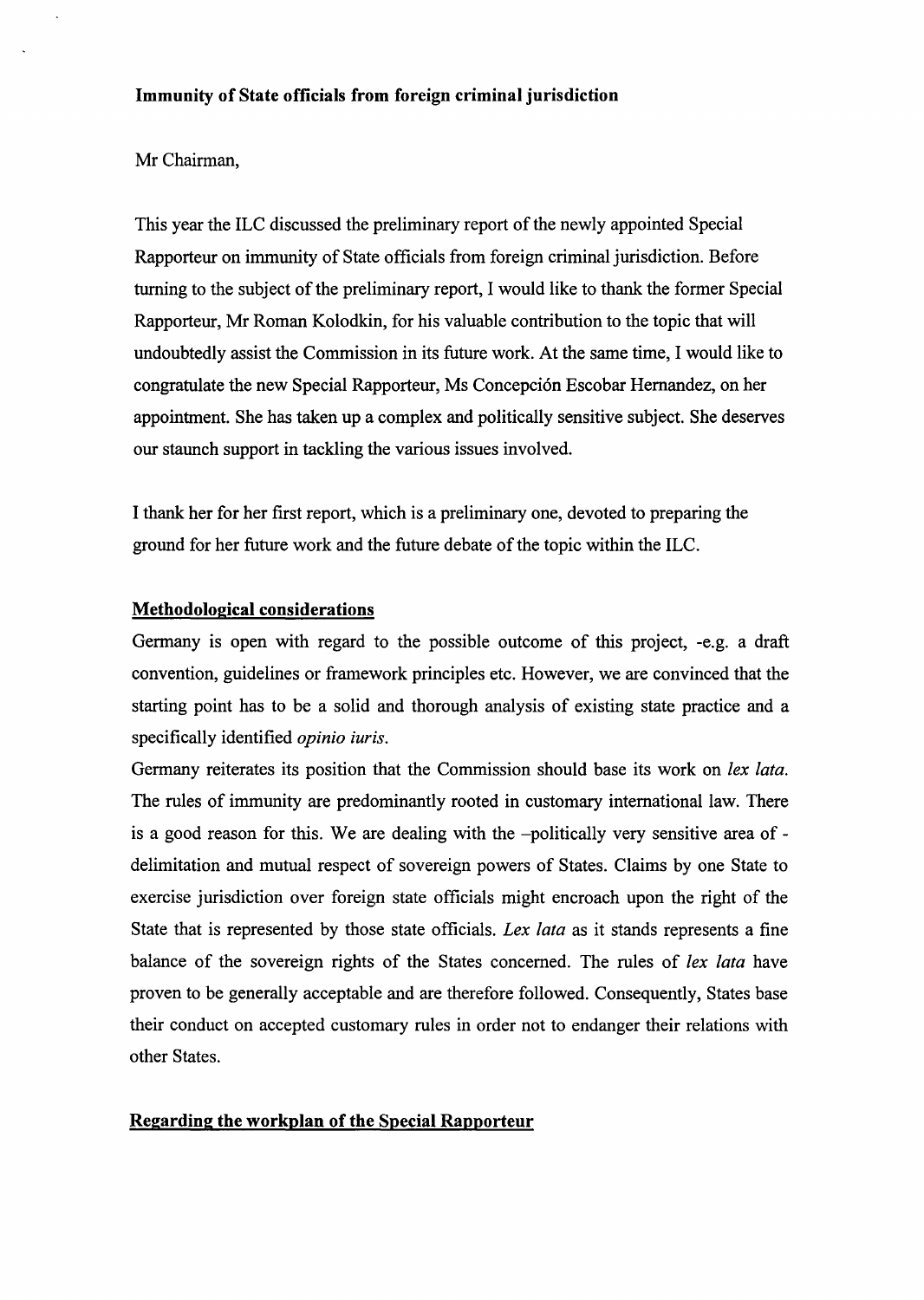**Immunity of State officials from foreign criminal jurisdiction**

Mr Chairman,

This year the ILC discussed the preliminary report of the newly appointed Special Rapporteur on immunity of State officials from foreign criminal jurisdiction. Before turning to the subject of the preliminary report, I would like to thank the former Special Rapporteur, Mr Roman Kolodkin, for his valuable contribution to the topic that will undoubtedly assist the Commission in its future work. At the same time, I would like to congratulate the new Special Rapporteur, Ms Concepción Escobar Hernandez, on her appointment. She has taken up a complex and politically sensitive subject. She deserves our staunch support in tackling the various issues involved.

I thank her for her first report, which is a preliminary one, devoted to preparing the ground for her future work and the future debate of the topic within the ILC.

**Methodological considerations**

Germany is open with regard to the possible outcome of this project, -e.g. a draft convention, guidelines or framework principles etc. However, we are convinced that the starting point has to be a solid and thorough analysis of existing state practice and a specifically identified *opinio iuris*.

Germany reiterates its position that the Commission should base its work on *lex lata*. The rules of immunity are predominantly rooted in customary international law. There is a good reason for this. We are dealing with the –politically very sensitive area of - delimitation and mutual respect of sovereign powers of States. Claims by one State to exercise jurisdiction over foreign state officials might encroach upon the right of the State that is represented by those state officials. *Lex lata* as it stands represents a fine balance of the sovereign rights of the States concerned. The rules of *lex lata* have proven to be generally acceptable and are therefore followed. Consequently, States base their conduct on accepted customary rules in order not to endanger their relations with other States.

**Regarding the workplan of the Special Rapporteur**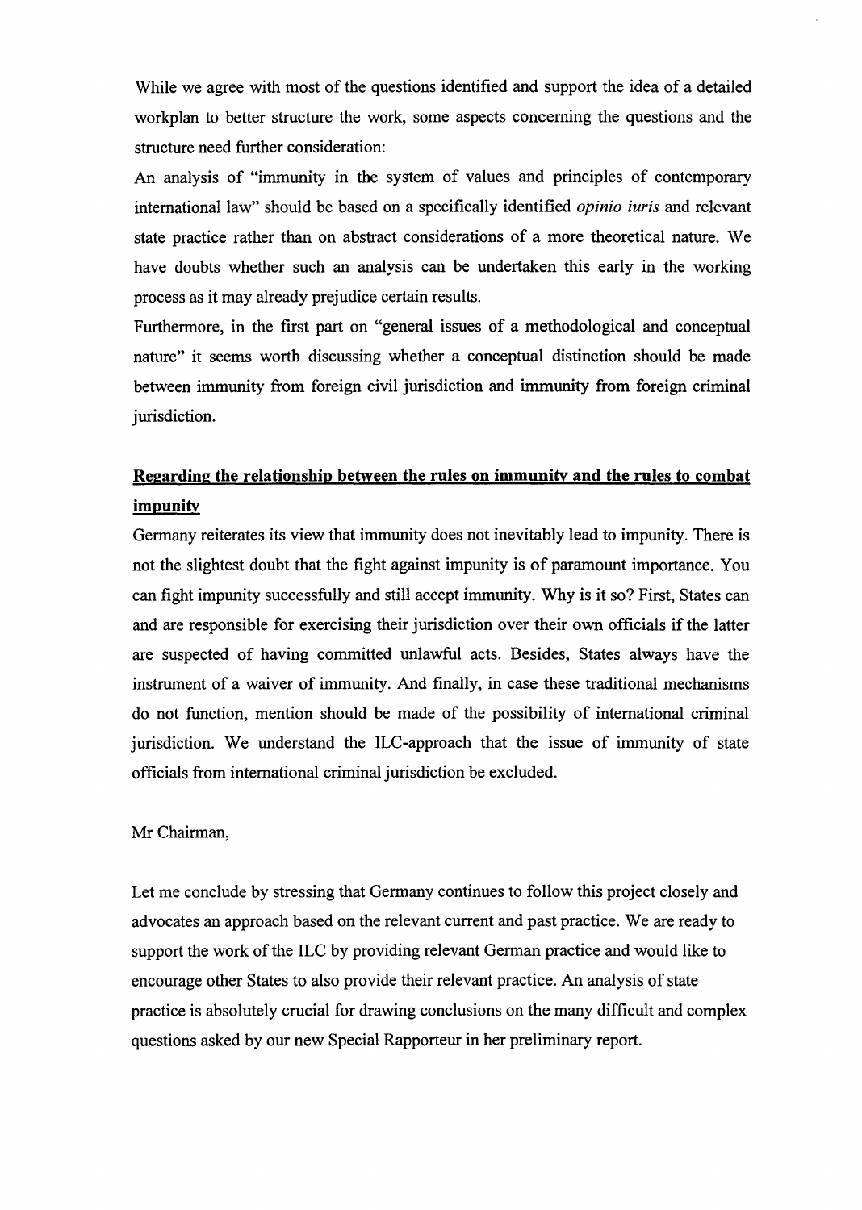While we agree with most of the questions identified and support the idea of a detailed workplan to better structure the work, some aspects concerning the questions and the structure need further consideration:

An analysis of "immunity in the system of values and principles of contemporary international law" should be based on a specifically identified *opinio iuris* and relevant state practice rather than on abstract considerations of a more theoretical nature. We have doubts whether such an analysis can be undertaken this early in the working process as it may already prejudice certain results.

Furthermore, in the first part on "general issues of a methodological and conceptual nature" it seems worth discussing whether a conceptual distinction should be made between immunity from foreign civil jurisdiction and immunity from foreign criminal jurisdiction.

**Regarding the relationship between the rules on immunity and the rules to combat impunity**

Germany reiterates its view that immunity does not inevitably lead to impunity. There is not the slightest doubt that the fight against impunity is of paramount importance. You can fight impunity successfully and still accept immunity. Why is it so? First, States can and are responsible for exercising their jurisdiction over their own officials if the latter are suspected of having committed unlawful acts. Besides, States always have the instrument of a waiver of immunity. And finally, in case these traditional mechanisms do not function, mention should be made of the possibility of international criminal jurisdiction. We understand the ILC-approach that the issue of immunity of state officials from international criminal jurisdiction be excluded.

Mr Chairman,

Let me conclude by stressing that Germany continues to follow this project closely and advocates an approach based on the relevant current and past practice. We are ready to support the work of the ILC by providing relevant German practice and would like to encourage other States to also provide their relevant practice. An analysis of state practice is absolutely crucial for drawing conclusions on the many difficult and complex questions asked by our new Special Rapporteur in her preliminary report.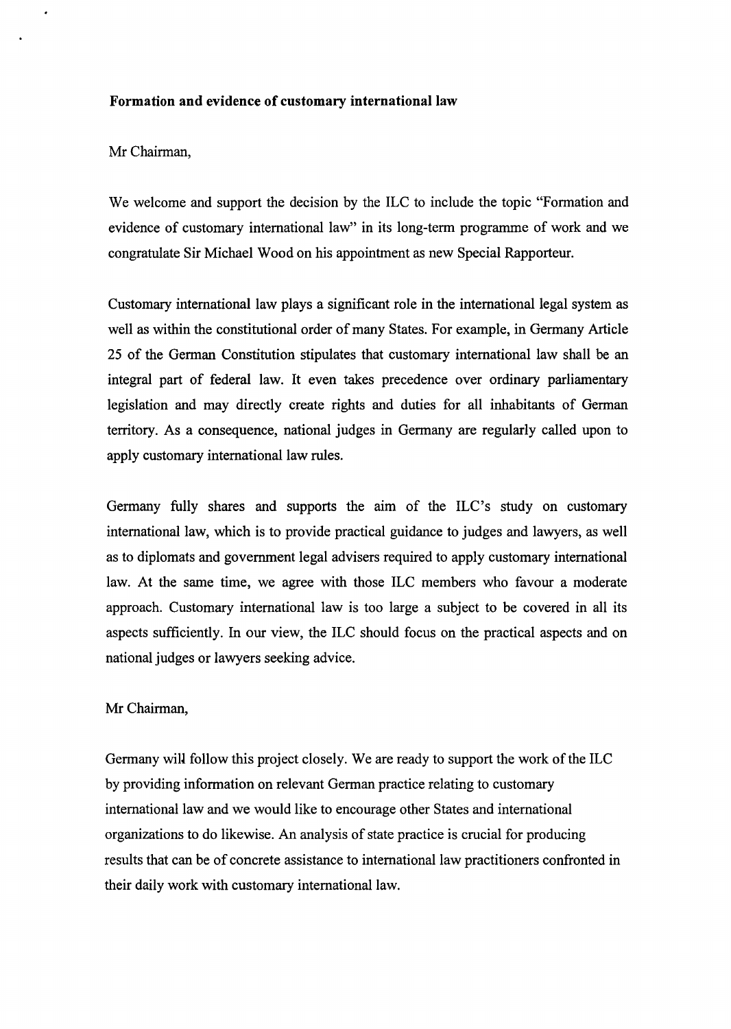**Formation and evidence of customary international law**

Mr Chairman,

We welcome and support the decision by the ILC to include the topic "Formation and evidence of customary international law" in its long-term programme of work and we congratulate Sir Michael Wood on his appointment as new Special Rapporteur.

Customary international law plays a significant role in the international legal system as well as within the constitutional order of many States. For example, in Germany Article 25 of the German Constitution stipulates that customary international law shall be an integral part of federal law. It even takes precedence over ordinary parliamentary legislation and may directly create rights and duties for all inhabitants of German territory. As a consequence, national judges in Germany are regularly called upon to apply customary international law rules.

Germany fully shares and supports the aim of the ILC's study on customary international law, which is to provide practical guidance to judges and lawyers, as well as to diplomats and government legal advisers required to apply customary international law. At the same time, we agree with those ILC members who favour a moderate approach. Customary international law is too large a subject to be covered in all its aspects sufficiently. In our view, the ILC should focus on the practical aspects and on national judges or lawyers seeking advice.

Mr Chairman,

Germany will follow this project closely. We are ready to support the work of the ILC by providing information on relevant German practice relating to customary international law and we would like to encourage other States and international organizations to do likewise. An analysis of state practice is crucial for producing results that can be of concrete assistance to international law practitioners confronted in their daily work with customary international law.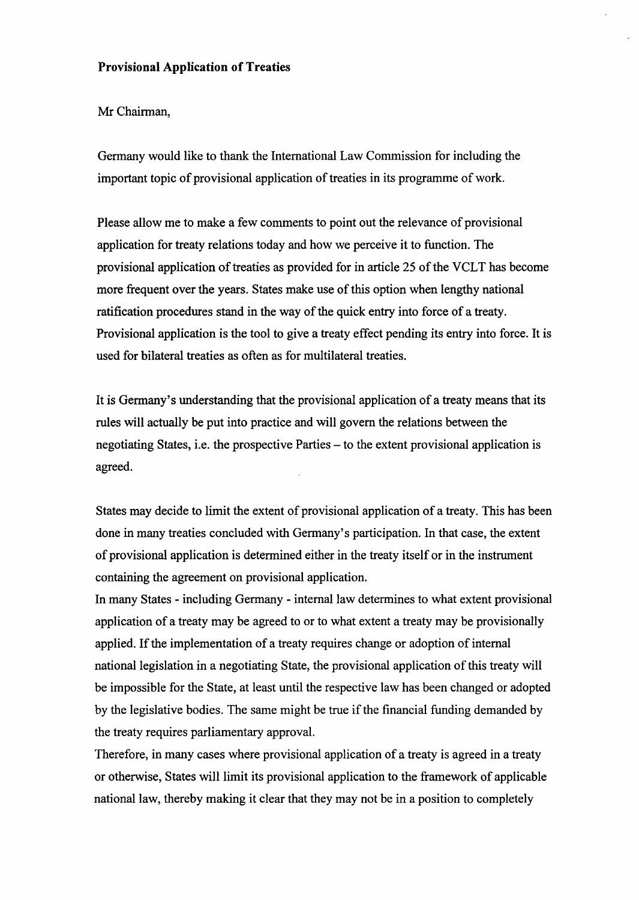**Provisional Application of Treaties**

Mr Chairman,

Germany would like to thank the International Law Commission for including the important topic of provisional application of treaties in its programme of work.

Please allow me to make a few comments to point out the relevance of provisional application for treaty relations today and how we perceive it to function. The provisional application of treaties as provided for in article 25 of the VCLT has become more frequent over the years. States make use of this option when lengthy national ratification procedures stand in the way of the quick entry into force of a treaty. Provisional application is the tool to give a treaty effect pending its entry into force. It is used for bilateral treaties as often as for multilateral treaties.

It is Germany's understanding that the provisional application of a treaty means that its rules will actually be put into practice and will govern the relations between the negotiating States, i.e. the prospective Parties – to the extent provisional application is agreed.

States may decide to limit the extent of provisional application of a treaty. This has been done in many treaties concluded with Germany's participation. In that case, the extent of provisional application is determined either in the treaty itself or in the instrument containing the agreement on provisional application.

In many States - including Germany - internal law determines to what extent provisional application of a treaty may be agreed to or to what extent a treaty may be provisionally applied. If the implementation of a treaty requires change or adoption of internal national legislation in a negotiating State, the provisional application of this treaty will be impossible for the State, at least until the respective law has been changed or adopted by the legislative bodies. The same might be true if the financial funding demanded by the treaty requires parliamentary approval.

Therefore, in many cases where provisional application of a treaty is agreed in a treaty or otherwise, States will limit its provisional application to the framework of applicable national law, thereby making it clear that they may not be in a position to completely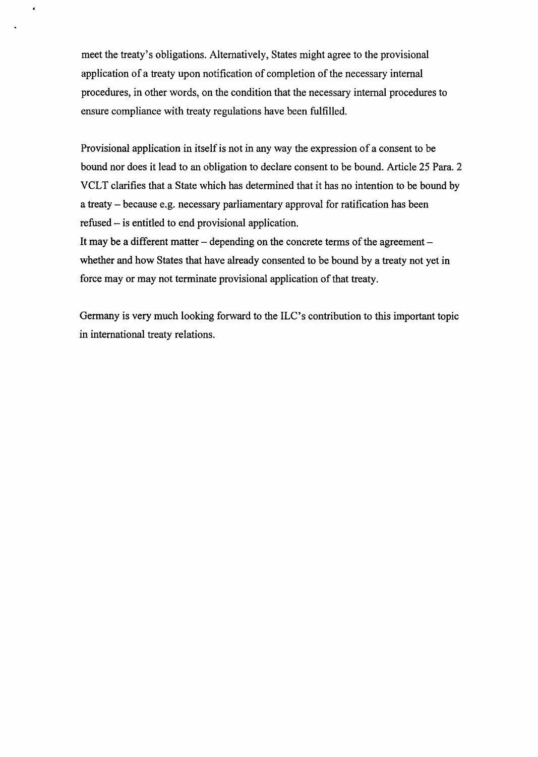meet the treaty's obligations. Alternatively, States might agree to the provisional application of a treaty upon notification of completion of the necessary internal procedures, in other words, on the condition that the necessary internal procedures to ensure compliance with treaty regulations have been fulfilled.

Provisional application in itself is not in any way the expression of a consent to be bound nor does it lead to an obligation to declare consent to be bound. Article 25 Para. 2 VCLT clarifies that a State which has determined that it has no intention to be bound by a treaty – because e.g. necessary parliamentary approval for ratification has been refused – is entitled to end provisional application.
It may be a different matter – depending on the concrete terms of the agreement – whether and how States that have already consented to be bound by a treaty not yet in force may or may not terminate provisional application of that treaty.

Germany is very much looking forward to the ILC's contribution to this important topic in international treaty relations.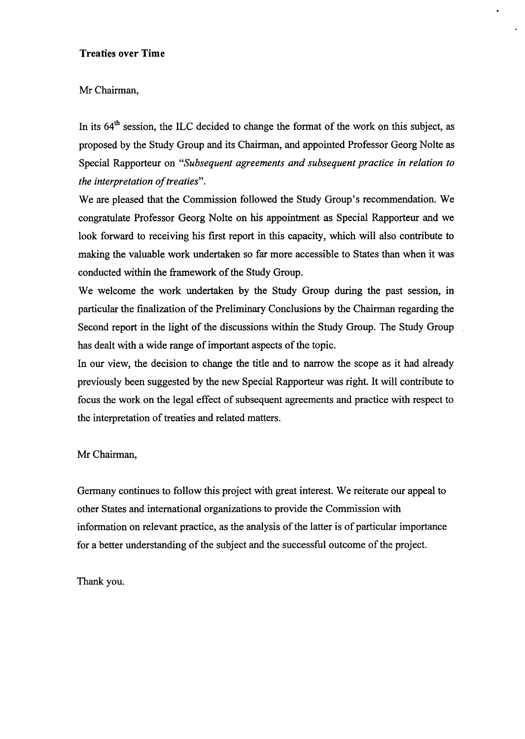**Treaties over Time**

Mr Chairman,

In its 64th session, the ILC decided to change the format of the work on this subject, as proposed by the Study Group and its Chairman, and appointed Professor Georg Nolte as Special Rapporteur on *"Subsequent agreements and subsequent practice in relation to the interpretation of treaties"*.

We are pleased that the Commission followed the Study Group's recommendation. We congratulate Professor Georg Nolte on his appointment as Special Rapporteur and we look forward to receiving his first report in this capacity, which will also contribute to making the valuable work undertaken so far more accessible to States than when it was conducted within the framework of the Study Group.

We welcome the work undertaken by the Study Group during the past session, in particular the finalization of the Preliminary Conclusions by the Chairman regarding the Second report in the light of the discussions within the Study Group. The Study Group has dealt with a wide range of important aspects of the topic.

In our view, the decision to change the title and to narrow the scope as it had already previously been suggested by the new Special Rapporteur was right. It will contribute to focus the work on the legal effect of subsequent agreements and practice with respect to the interpretation of treaties and related matters.

Mr Chairman,

Germany continues to follow this project with great interest. We reiterate our appeal to other States and international organizations to provide the Commission with information on relevant practice, as the analysis of the latter is of particular importance for a better understanding of the subject and the successful outcome of the project.

Thank you.